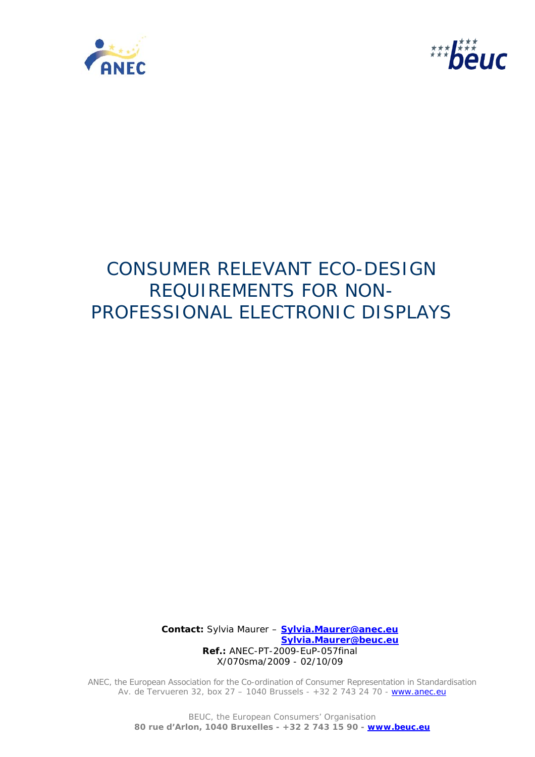# CONSUMER RELEVANT ECO-DESIGN REQUIREMENTS FOR NON-PROFESSIONAL ELECTRONIC DISPLAYS

**Contact:** Sylvia Maurer – **Sylvia.Maurer@anec.eu**
**Sylvia.Maurer@beuc.eu**
**Ref.:** ANEC-PT-2009-EuP-057final
X/070sma/2009 - 02/10/09

ANEC, the European Association for the Co-ordination of Consumer Representation in Standardisation
Av. de Tervueren 32, box 27 – 1040 Brussels - +32 2 743 24 70 - www.anec.eu

BEUC, the European Consumers' Organisation
**80 rue d'Arlon, 1040 Bruxelles - +32 2 743 15 90 - www.beuc.eu**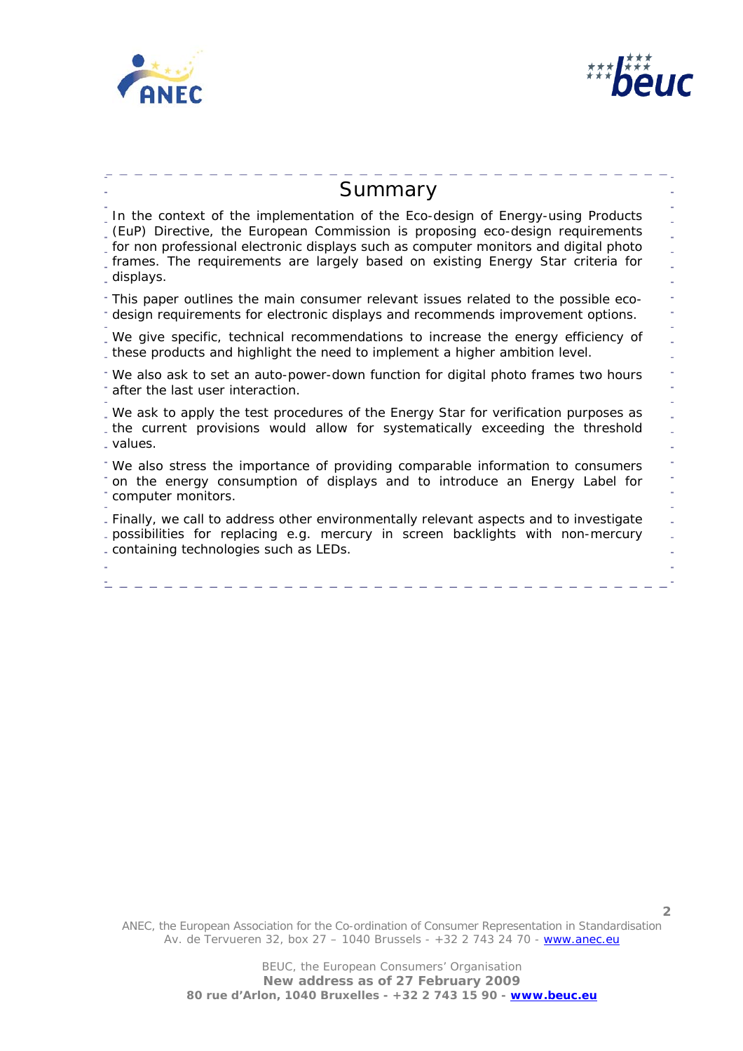## Summary

In the context of the implementation of the Eco-design of Energy-using Products (EuP) Directive, the European Commission is proposing eco-design requirements for non professional electronic displays such as computer monitors and digital photo frames. The requirements are largely based on existing Energy Star criteria for displays.

This paper outlines the main consumer relevant issues related to the possible eco-design requirements for electronic displays and recommends improvement options.

We give specific, technical recommendations to increase the energy efficiency of these products and highlight the need to implement a higher ambition level.

We also ask to set an auto-power-down function for digital photo frames two hours after the last user interaction.

We ask to apply the test procedures of the Energy Star for verification purposes as the current provisions would allow for systematically exceeding the threshold values.

We also stress the importance of providing comparable information to consumers on the energy consumption of displays and to introduce an Energy Label for computer monitors.

Finally, we call to address other environmentally relevant aspects and to investigate possibilities for replacing e.g. mercury in screen backlights with non-mercury containing technologies such as LEDs.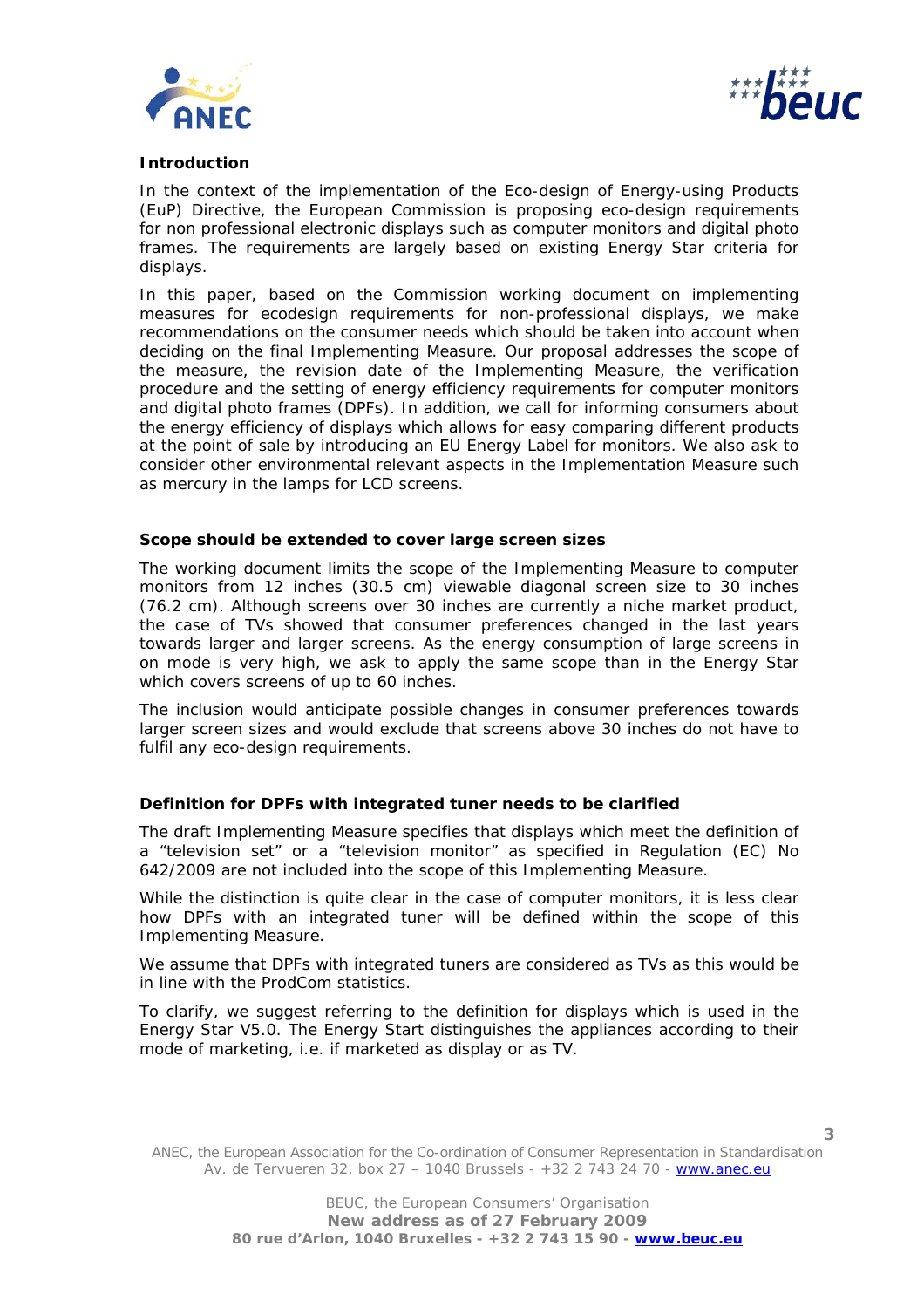**Introduction**

In the context of the implementation of the Eco-design of Energy-using Products (EuP) Directive, the European Commission is proposing eco-design requirements for non professional electronic displays such as computer monitors and digital photo frames. The requirements are largely based on existing Energy Star criteria for displays.

In this paper, based on the Commission working document on implementing measures for ecodesign requirements for non-professional displays, we make recommendations on the consumer needs which should be taken into account when deciding on the final Implementing Measure. Our proposal addresses the scope of the measure, the revision date of the Implementing Measure, the verification procedure and the setting of energy efficiency requirements for computer monitors and digital photo frames (DPFs). In addition, we call for informing consumers about the energy efficiency of displays which allows for easy comparing different products at the point of sale by introducing an EU Energy Label for monitors. We also ask to consider other environmental relevant aspects in the Implementation Measure such as mercury in the lamps for LCD screens.

**Scope should be extended to cover large screen sizes**

The working document limits the scope of the Implementing Measure to computer monitors from 12 inches (30.5 cm) viewable diagonal screen size to 30 inches (76.2 cm). Although screens over 30 inches are currently a niche market product, the case of TVs showed that consumer preferences changed in the last years towards larger and larger screens. As the energy consumption of large screens in on mode is very high, we ask to apply the same scope than in the Energy Star which covers screens of up to 60 inches.

The inclusion would anticipate possible changes in consumer preferences towards larger screen sizes and would exclude that screens above 30 inches do not have to fulfil any eco-design requirements.

**Definition for DPFs with integrated tuner needs to be clarified**

The draft Implementing Measure specifies that displays which meet the definition of a "television set" or a "television monitor" as specified in Regulation (EC) No 642/2009 are not included into the scope of this Implementing Measure.

While the distinction is quite clear in the case of computer monitors, it is less clear how DPFs with an integrated tuner will be defined within the scope of this Implementing Measure.

We assume that DPFs with integrated tuners are considered as TVs as this would be in line with the ProdCom statistics.

To clarify, we suggest referring to the definition for displays which is used in the Energy Star V5.0. The Energy Start distinguishes the appliances according to their mode of marketing, i.e. if marketed as display or as TV.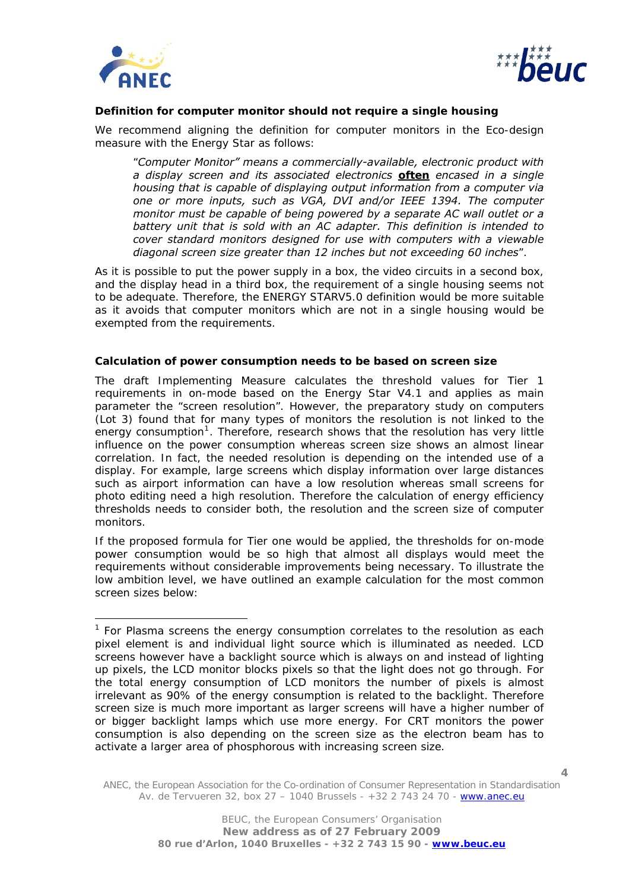**Definition for computer monitor should not require a single housing**

We recommend aligning the definition for computer monitors in the Eco-design measure with the Energy Star as follows:

> *"Computer Monitor" means a commercially-available, electronic product with a display screen and its associated electronics* ***often*** *encased in a single housing that is capable of displaying output information from a computer via one or more inputs, such as VGA, DVI and/or IEEE 1394. The computer monitor must be capable of being powered by a separate AC wall outlet or a battery unit that is sold with an AC adapter. This definition is intended to cover standard monitors designed for use with computers with a viewable diagonal screen size greater than 12 inches but not exceeding 60 inches*".

As it is possible to put the power supply in a box, the video circuits in a second box, and the display head in a third box, the requirement of a single housing seems not to be adequate. Therefore, the ENERGY STARV5.0 definition would be more suitable as it avoids that computer monitors which are not in a single housing would be exempted from the requirements.

**Calculation of power consumption needs to be based on screen size**

The draft Implementing Measure calculates the threshold values for Tier 1 requirements in on-mode based on the Energy Star V4.1 and applies as main parameter the "screen resolution". However, the preparatory study on computers (Lot 3) found that for many types of monitors the resolution is not linked to the energy consumption[1]. Therefore, research shows that the resolution has very little influence on the power consumption whereas screen size shows an almost linear correlation. In fact, the needed resolution is depending on the intended use of a display. For example, large screens which display information over large distances such as airport information can have a low resolution whereas small screens for photo editing need a high resolution. Therefore the calculation of energy efficiency thresholds needs to consider both, the resolution and the screen size of computer monitors.

If the proposed formula for Tier one would be applied, the thresholds for on-mode power consumption would be so high that almost all displays would meet the requirements without considerable improvements being necessary. To illustrate the low ambition level, we have outlined an example calculation for the most common screen sizes below:

[1] For Plasma screens the energy consumption correlates to the resolution as each pixel element is and individual light source which is illuminated as needed. LCD screens however have a backlight source which is always on and instead of lighting up pixels, the LCD monitor blocks pixels so that the light does not go through. For the total energy consumption of LCD monitors the number of pixels is almost irrelevant as 90% of the energy consumption is related to the backlight. Therefore screen size is much more important as larger screens will have a higher number of or bigger backlight lamps which use more energy. For CRT monitors the power consumption is also depending on the screen size as the electron beam has to activate a larger area of phosphorous with increasing screen size.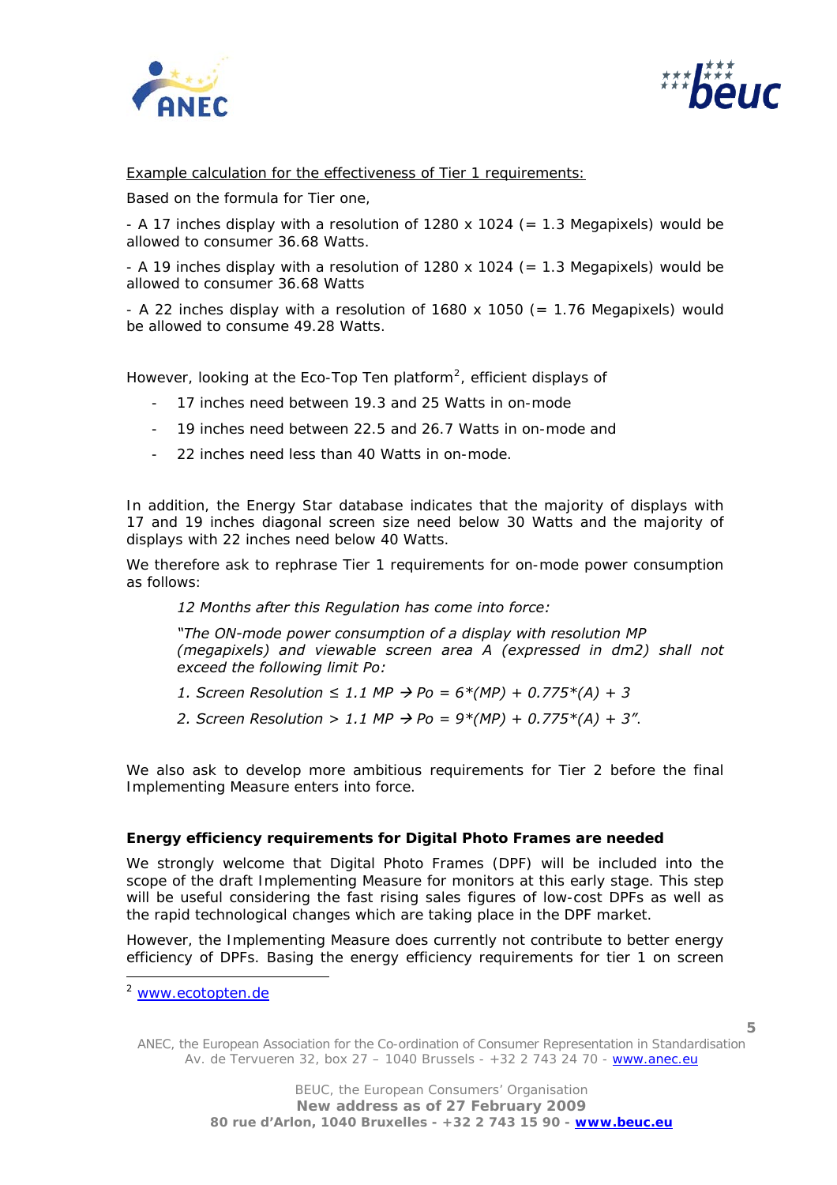<u>Example calculation for the effectiveness of Tier 1 requirements:</u>

Based on the formula for Tier one,

- A 17 inches display with a resolution of 1280 x 1024 (= 1.3 Megapixels) would be allowed to consumer 36.68 Watts.

- A 19 inches display with a resolution of 1280 x 1024 (= 1.3 Megapixels) would be allowed to consumer 36.68 Watts

- A 22 inches display with a resolution of 1680 x 1050 (= 1.76 Megapixels) would be allowed to consume 49.28 Watts.

However, looking at the Eco-Top Ten platform[2], efficient displays of

- 17 inches need between 19.3 and 25 Watts in on-mode
- 19 inches need between 22.5 and 26.7 Watts in on-mode and
- 22 inches need less than 40 Watts in on-mode.

In addition, the Energy Star database indicates that the majority of displays with 17 and 19 inches diagonal screen size need below 30 Watts and the majority of displays with 22 inches need below 40 Watts.

We therefore ask to rephrase Tier 1 requirements for on-mode power consumption as follows:

> *12 Months after this Regulation has come into force:*
>
> *"The ON-mode power consumption of a display with resolution MP (megapixels) and viewable screen area A (expressed in dm2) shall not exceed the following limit Po:*
>
> *1. Screen Resolution ≤ 1.1 MP → Po = 6\*(MP) + 0.775\*(A) + 3*
>
> *2. Screen Resolution > 1.1 MP → Po = 9\*(MP) + 0.775\*(A) + 3".*

We also ask to develop more ambitious requirements for Tier 2 before the final Implementing Measure enters into force.

**Energy efficiency requirements for Digital Photo Frames are needed**

We strongly welcome that Digital Photo Frames (DPF) will be included into the scope of the draft Implementing Measure for monitors at this early stage. This step will be useful considering the fast rising sales figures of low-cost DPFs as well as the rapid technological changes which are taking place in the DPF market.

However, the Implementing Measure does currently not contribute to better energy efficiency of DPFs. Basing the energy efficiency requirements for tier 1 on screen

---

[2] www.ecotopten.de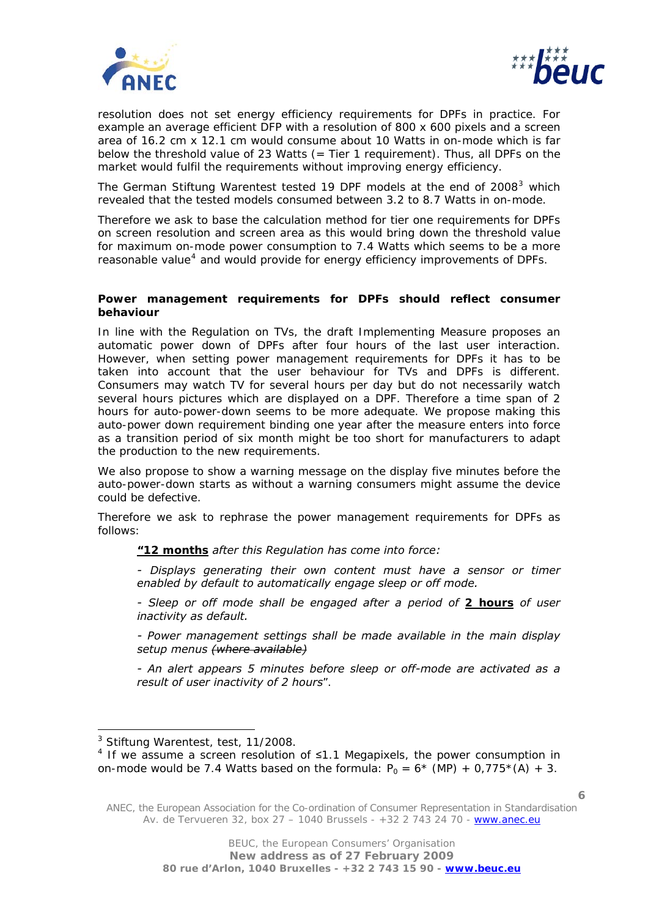resolution does not set energy efficiency requirements for DPFs in practice. For example an average efficient DFP with a resolution of 800 x 600 pixels and a screen area of 16.2 cm x 12.1 cm would consume about 10 Watts in on-mode which is far below the threshold value of 23 Watts (= Tier 1 requirement). Thus, all DPFs on the market would fulfil the requirements without improving energy efficiency.

The German Stiftung Warentest tested 19 DPF models at the end of 2008[3] which revealed that the tested models consumed between 3.2 to 8.7 Watts in on-mode.

Therefore we ask to base the calculation method for tier one requirements for DPFs on screen resolution and screen area as this would bring down the threshold value for maximum on-mode power consumption to 7.4 Watts which seems to be a more reasonable value[4] and would provide for energy efficiency improvements of DPFs.

**Power management requirements for DPFs should reflect consumer behaviour**

In line with the Regulation on TVs, the draft Implementing Measure proposes an automatic power down of DPFs after four hours of the last user interaction. However, when setting power management requirements for DPFs it has to be taken into account that the user behaviour for TVs and DPFs is different. Consumers may watch TV for several hours per day but do not necessarily watch several hours pictures which are displayed on a DPF. Therefore a time span of 2 hours for auto-power-down seems to be more adequate. We propose making this auto-power down requirement binding one year after the measure enters into force as a transition period of six month might be too short for manufacturers to adapt the production to the new requirements.

We also propose to show a warning message on the display five minutes before the auto-power-down starts as without a warning consumers might assume the device could be defective.

Therefore we ask to rephrase the power management requirements for DPFs as follows:

> ***"12 months*** *after this Regulation has come into force:*
>
> *- Displays generating their own content must have a sensor or timer enabled by default to automatically engage sleep or off mode.*
>
> *- Sleep or off mode shall be engaged after a period of* ***2 hours*** *of user inactivity as default.*
>
> *- Power management settings shall be made available in the main display setup menus ~~(where available)~~*
>
> *- An alert appears 5 minutes before sleep or off-mode are activated as a result of user inactivity of 2 hours*".

---

[3] Stiftung Warentest, test, 11/2008.

[4] If we assume a screen resolution of ≤1.1 Megapixels, the power consumption in on-mode would be 7.4 Watts based on the formula: $P_0 = 6^* \text{ (MP)} + 0{,}775^*\text{(A)} + 3$.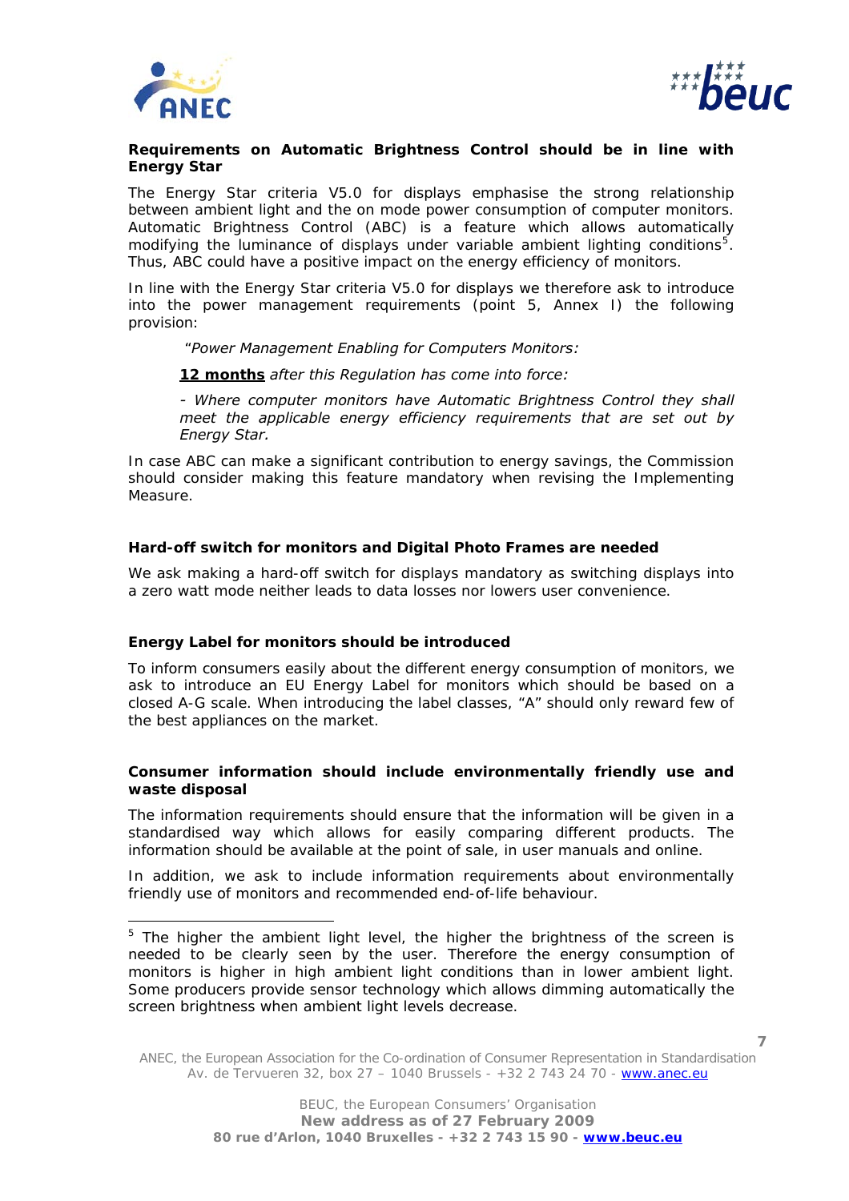**Requirements on Automatic Brightness Control should be in line with Energy Star**

The Energy Star criteria V5.0 for displays emphasise the strong relationship between ambient light and the on mode power consumption of computer monitors. Automatic Brightness Control (ABC) is a feature which allows automatically modifying the luminance of displays under variable ambient lighting conditions[5]. Thus, ABC could have a positive impact on the energy efficiency of monitors.

In line with the Energy Star criteria V5.0 for displays we therefore ask to introduce into the power management requirements (point 5, Annex I) the following provision:

> *"Power Management Enabling for Computers Monitors:*
>
> ***<u>12 months</u>*** *after this Regulation has come into force:*
>
> *- Where computer monitors have Automatic Brightness Control they shall meet the applicable energy efficiency requirements that are set out by Energy Star.*

In case ABC can make a significant contribution to energy savings, the Commission should consider making this feature mandatory when revising the Implementing Measure.

**Hard-off switch for monitors and Digital Photo Frames are needed**

We ask making a hard-off switch for displays mandatory as switching displays into a zero watt mode neither leads to data losses nor lowers user convenience.

**Energy Label for monitors should be introduced**

To inform consumers easily about the different energy consumption of monitors, we ask to introduce an EU Energy Label for monitors which should be based on a closed A-G scale. When introducing the label classes, "A" should only reward few of the best appliances on the market.

**Consumer information should include environmentally friendly use and waste disposal**

The information requirements should ensure that the information will be given in a standardised way which allows for easily comparing different products. The information should be available at the point of sale, in user manuals and online.

In addition, we ask to include information requirements about environmentally friendly use of monitors and recommended end-of-life behaviour.

---

[5] The higher the ambient light level, the higher the brightness of the screen is needed to be clearly seen by the user. Therefore the energy consumption of monitors is higher in high ambient light conditions than in lower ambient light. Some producers provide sensor technology which allows dimming automatically the screen brightness when ambient light levels decrease.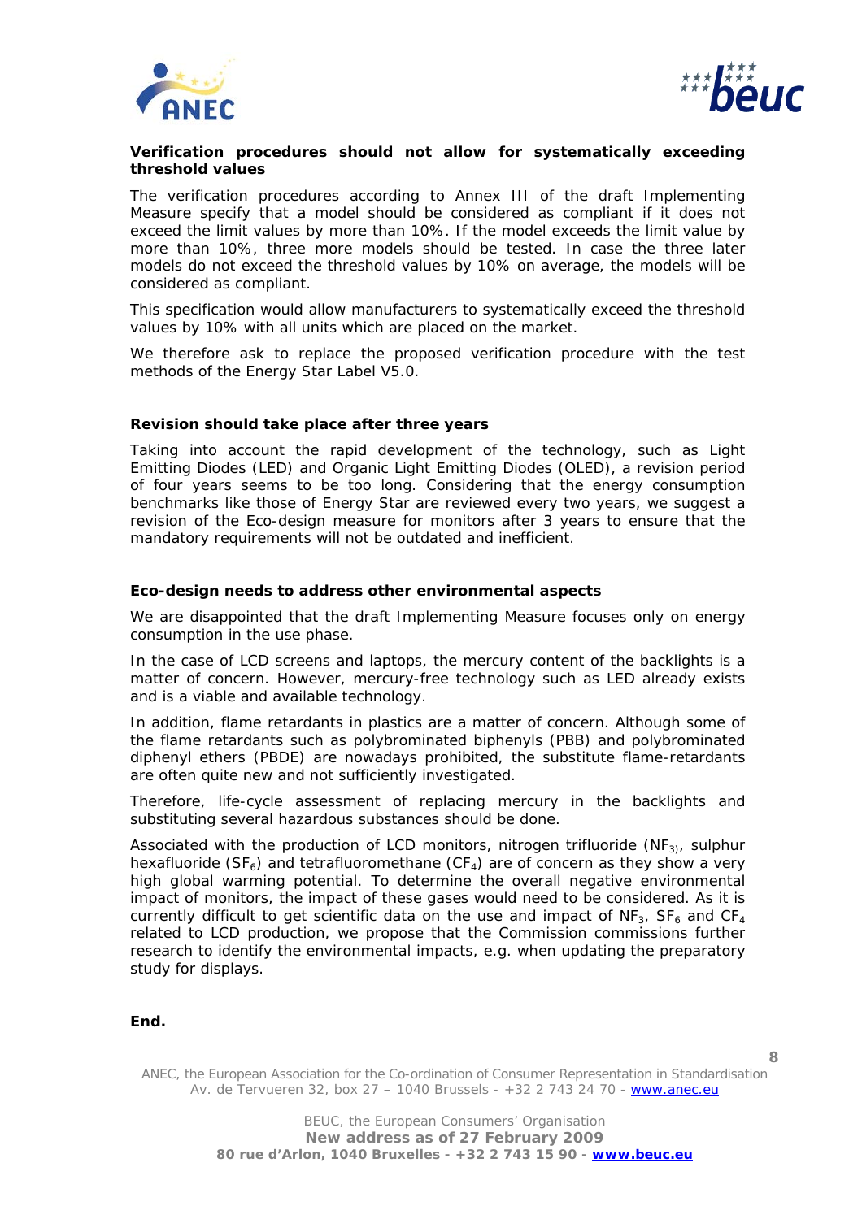**Verification procedures should not allow for systematically exceeding threshold values**

The verification procedures according to Annex III of the draft Implementing Measure specify that a model should be considered as compliant if it does not exceed the limit values by more than 10%. If the model exceeds the limit value by more than 10%, three more models should be tested. In case the three later models do not exceed the threshold values by 10% on average, the models will be considered as compliant.

This specification would allow manufacturers to systematically exceed the threshold values by 10% with all units which are placed on the market.

We therefore ask to replace the proposed verification procedure with the test methods of the Energy Star Label V5.0.

**Revision should take place after three years**

Taking into account the rapid development of the technology, such as Light Emitting Diodes (LED) and Organic Light Emitting Diodes (OLED), a revision period of four years seems to be too long. Considering that the energy consumption benchmarks like those of Energy Star are reviewed every two years, we suggest a revision of the Eco-design measure for monitors after 3 years to ensure that the mandatory requirements will not be outdated and inefficient.

**Eco-design needs to address other environmental aspects**

We are disappointed that the draft Implementing Measure focuses only on energy consumption in the use phase.

In the case of LCD screens and laptops, the mercury content of the backlights is a matter of concern. However, mercury-free technology such as LED already exists and is a viable and available technology.

In addition, flame retardants in plastics are a matter of concern. Although some of the flame retardants such as polybrominated biphenyls (PBB) and polybrominated diphenyl ethers (PBDE) are nowadays prohibited, the substitute flame-retardants are often quite new and not sufficiently investigated.

Therefore, life-cycle assessment of replacing mercury in the backlights and substituting several hazardous substances should be done.

Associated with the production of LCD monitors, nitrogen trifluoride ($NF_3$), sulphur hexafluoride ($SF_6$) and tetrafluoromethane ($CF_4$) are of concern as they show a very high global warming potential. To determine the overall negative environmental impact of monitors, the impact of these gases would need to be considered. As it is currently difficult to get scientific data on the use and impact of $NF_3$, $SF_6$ and $CF_4$ related to LCD production, we propose that the Commission commissions further research to identify the environmental impacts, e.g. when updating the preparatory study for displays.

**End.**